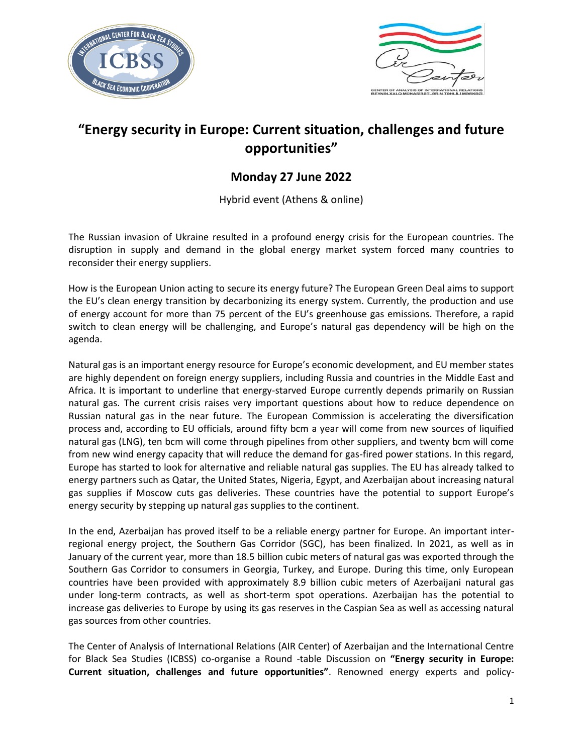# "Energy security in Europe: Current situation, challenges and future opportunities"

## Monday 27 June 2022

Hybrid event (Athens & online)

The Russian invasion of Ukraine resulted in a profound energy crisis for the European countries. The disruption in supply and demand in the global energy market system forced many countries to reconsider their energy suppliers.

How is the European Union acting to secure its energy future? The European Green Deal aims to support the EU's clean energy transition by decarbonizing its energy system. Currently, the production and use of energy account for more than 75 percent of the EU's greenhouse gas emissions. Therefore, a rapid switch to clean energy will be challenging, and Europe's natural gas dependency will be high on the agenda.

Natural gas is an important energy resource for Europe's economic development, and EU member states are highly dependent on foreign energy suppliers, including Russia and countries in the Middle East and Africa. It is important to underline that energy-starved Europe currently depends primarily on Russian natural gas. The current crisis raises very important questions about how to reduce dependence on Russian natural gas in the near future. The European Commission is accelerating the diversification process and, according to EU officials, around fifty bcm a year will come from new sources of liquified natural gas (LNG), ten bcm will come through pipelines from other suppliers, and twenty bcm will come from new wind energy capacity that will reduce the demand for gas-fired power stations. In this regard, Europe has started to look for alternative and reliable natural gas supplies. The EU has already talked to energy partners such as Qatar, the United States, Nigeria, Egypt, and Azerbaijan about increasing natural gas supplies if Moscow cuts gas deliveries. These countries have the potential to support Europe's energy security by stepping up natural gas supplies to the continent.

In the end, Azerbaijan has proved itself to be a reliable energy partner for Europe. An important inter-regional energy project, the Southern Gas Corridor (SGC), has been finalized. In 2021, as well as in January of the current year, more than 18.5 billion cubic meters of natural gas was exported through the Southern Gas Corridor to consumers in Georgia, Turkey, and Europe. During this time, only European countries have been provided with approximately 8.9 billion cubic meters of Azerbaijani natural gas under long-term contracts, as well as short-term spot operations. Azerbaijan has the potential to increase gas deliveries to Europe by using its gas reserves in the Caspian Sea as well as accessing natural gas sources from other countries.

The Center of Analysis of International Relations (AIR Center) of Azerbaijan and the International Centre for Black Sea Studies (ICBSS) co-organise a Round -table Discussion on **"Energy security in Europe: Current situation, challenges and future opportunities"**. Renowned energy experts and policy-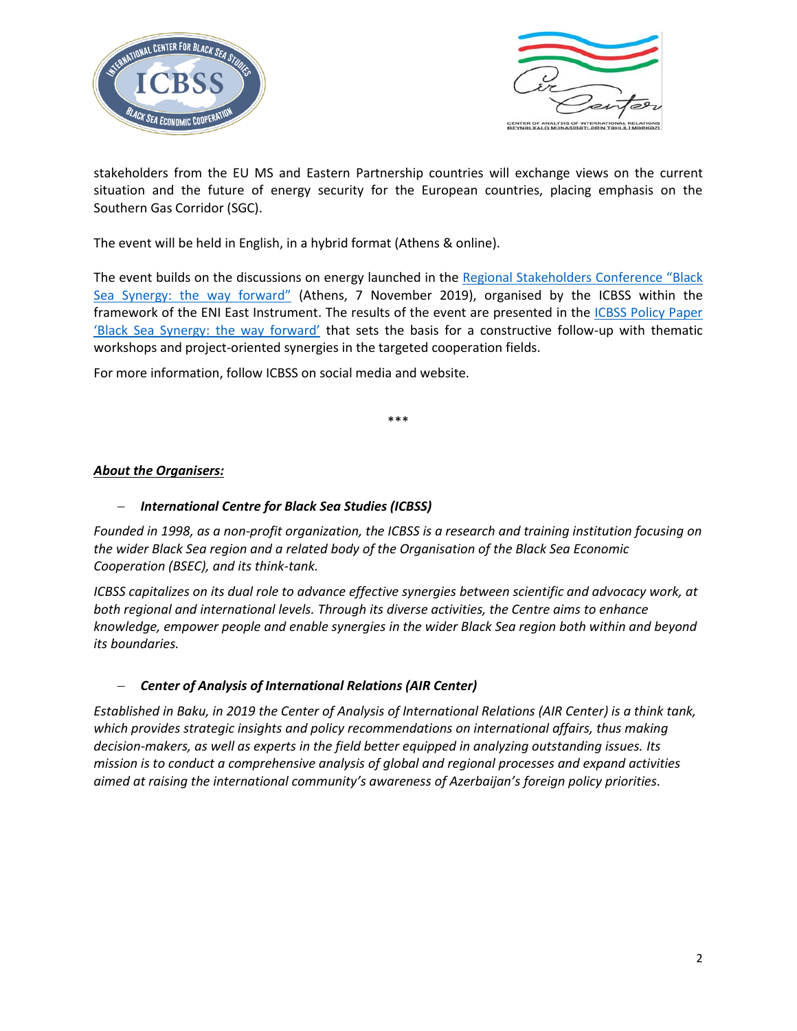stakeholders from the EU MS and Eastern Partnership countries will exchange views on the current situation and the future of energy security for the European countries, placing emphasis on the Southern Gas Corridor (SGC).

The event will be held in English, in a hybrid format (Athens & online).

The event builds on the discussions on energy launched in the Regional Stakeholders Conference "Black Sea Synergy: the way forward" (Athens, 7 November 2019), organised by the ICBSS within the framework of the ENI East Instrument. The results of the event are presented in the ICBSS Policy Paper 'Black Sea Synergy: the way forward' that sets the basis for a constructive follow-up with thematic workshops and project-oriented synergies in the targeted cooperation fields.

For more information, follow ICBSS on social media and website.

***

***<u>About the Organisers:</u>***

- ***International Centre for Black Sea Studies (ICBSS)***

*Founded in 1998, as a non-profit organization, the ICBSS is a research and training institution focusing on the wider Black Sea region and a related body of the Organisation of the Black Sea Economic Cooperation (BSEC), and its think-tank.*

*ICBSS capitalizes on its dual role to advance effective synergies between scientific and advocacy work, at both regional and international levels. Through its diverse activities, the Centre aims to enhance knowledge, empower people and enable synergies in the wider Black Sea region both within and beyond its boundaries.*

- ***Center of Analysis of International Relations (AIR Center)***

*Established in Baku, in 2019 the Center of Analysis of International Relations (AIR Center) is a think tank, which provides strategic insights and policy recommendations on international affairs, thus making decision-makers, as well as experts in the field better equipped in analyzing outstanding issues. Its mission is to conduct a comprehensive analysis of global and regional processes and expand activities aimed at raising the international community's awareness of Azerbaijan's foreign policy priorities.*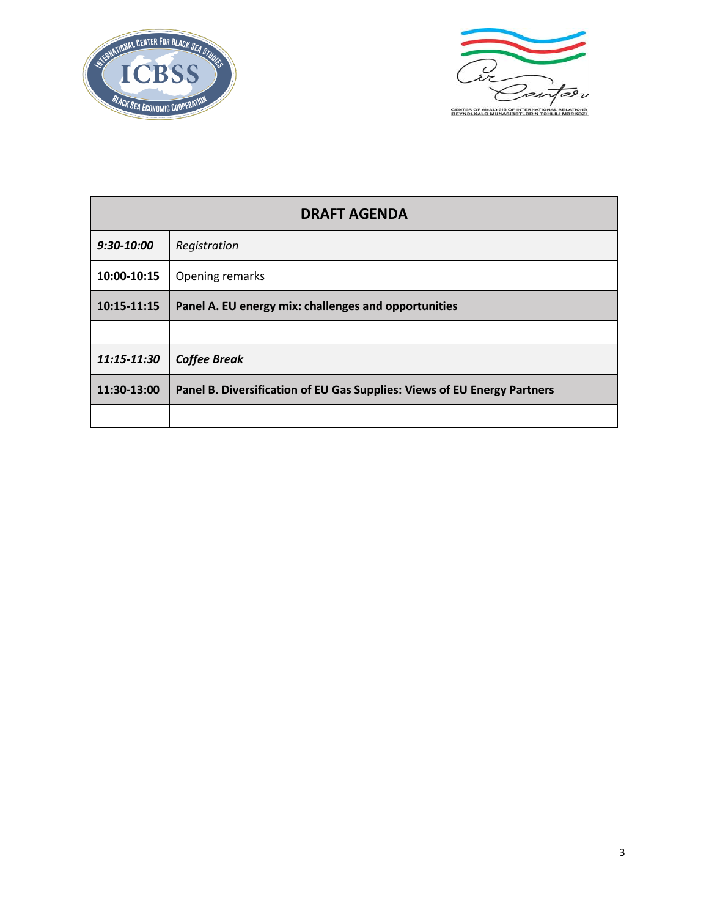| DRAFT AGENDA | |
|---|---|
| ***9:30-10:00*** | *Registration* |
| **10:00-10:15** | Opening remarks |
| **10:15-11:15** | **Panel A. EU energy mix: challenges and opportunities** |
| | |
| ***11:15-11:30*** | ***Coffee Break*** |
| **11:30-13:00** | **Panel B. Diversification of EU Gas Supplies: Views of EU Energy Partners** |
| | |